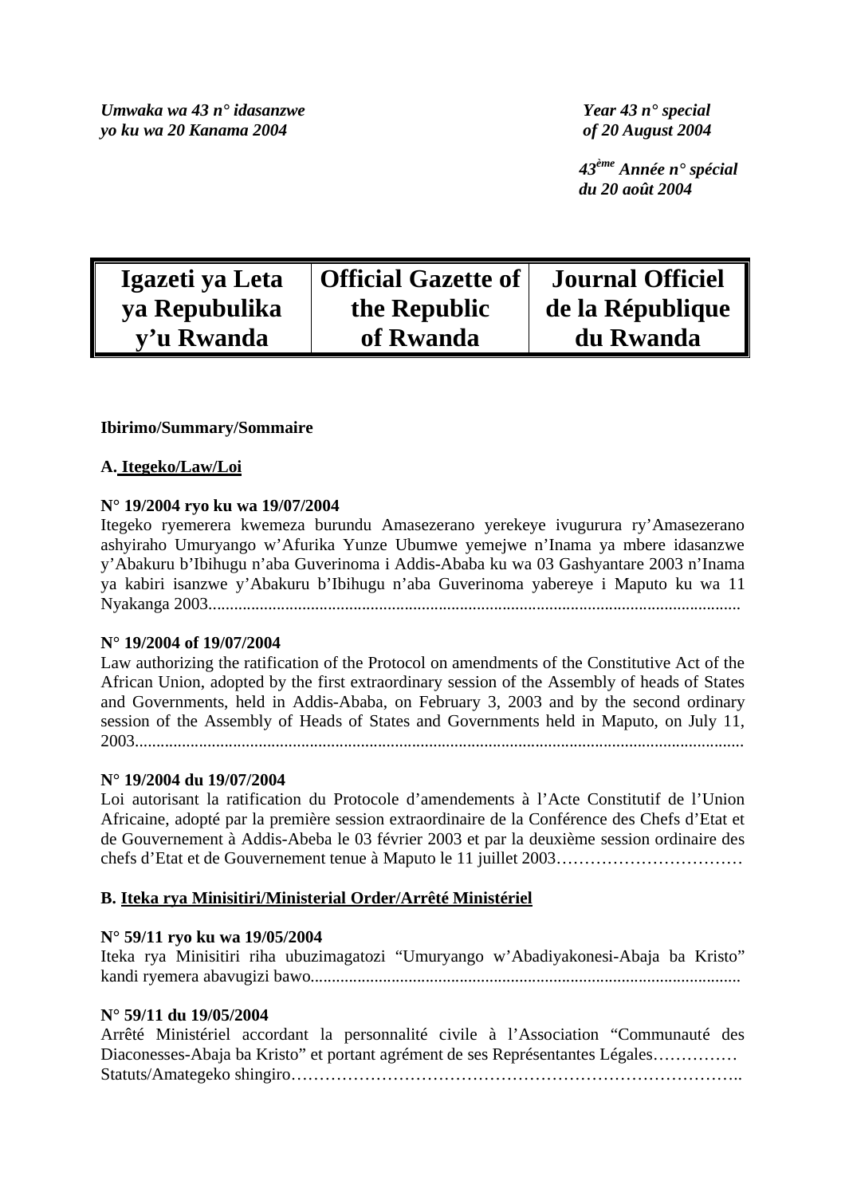*Umwaka wa 43 n° idasanzwe*
*yo ku wa 20 Kanama 2004*

*Year 43 n° special*
*of 20 August 2004*

*43ème Année n° spécial*
*du 20 août 2004*

| Igazeti ya Leta ya Repubulika y'u Rwanda | Official Gazette of the Republic of Rwanda | Journal Officiel de la République du Rwanda |
|---|---|---|

**Ibirimo/Summary/Sommaire**

**A. Itegeko/Law/Loi**

**N° 19/2004 ryo ku wa 19/07/2004**
Itegeko ryemerera kwemeza burundu Amasezerano yerekeye ivugurura ry'Amasezerano ashyiraho Umuryango w'Afurika Yunze Ubumwe yemejwe n'Inama ya mbere idasanzwe y'Abakuru b'Ibihugu n'aba Guverinoma i Addis-Ababa ku wa 03 Gashyantare 2003 n'Inama ya kabiri isanzwe y'Abakuru b'Ibihugu n'aba Guverinoma yabereye i Maputo ku wa 11 Nyakanga 2003............................................................................................................................

**N° 19/2004 of 19/07/2004**
Law authorizing the ratification of the Protocol on amendments of the Constitutive Act of the African Union, adopted by the first extraordinary session of the Assembly of heads of States and Governments, held in Addis-Ababa, on February 3, 2003 and by the second ordinary session of the Assembly of Heads of States and Governments held in Maputo, on July 11, 2003...............................................................................................................................................

**N° 19/2004 du 19/07/2004**
Loi autorisant la ratification du Protocole d'amendements à l'Acte Constitutif de l'Union Africaine, adopté par la première session extraordinaire de la Conférence des Chefs d'Etat et de Gouvernement à Addis-Abeba le 03 février 2003 et par la deuxième session ordinaire des chefs d'Etat et de Gouvernement tenue à Maputo le 11 juillet 2003……………………………

**B. Iteka rya Minisitiri/Ministerial Order/Arrêté Ministériel**

**N° 59/11 ryo ku wa 19/05/2004**
Iteka rya Minisitiri riha ubuzimagatozi "Umuryango w'Abadiyakonesi-Abaja ba Kristo" kandi ryemera abavugizi bawo....................................................................................................

**N° 59/11 du 19/05/2004**
Arrêté Ministériel accordant la personnalité civile à l'Association "Communauté des Diaconesses-Abaja ba Kristo" et portant agrément de ses Représentantes Légales……………
Statuts/Amategeko shingiro……………………………………………………………………..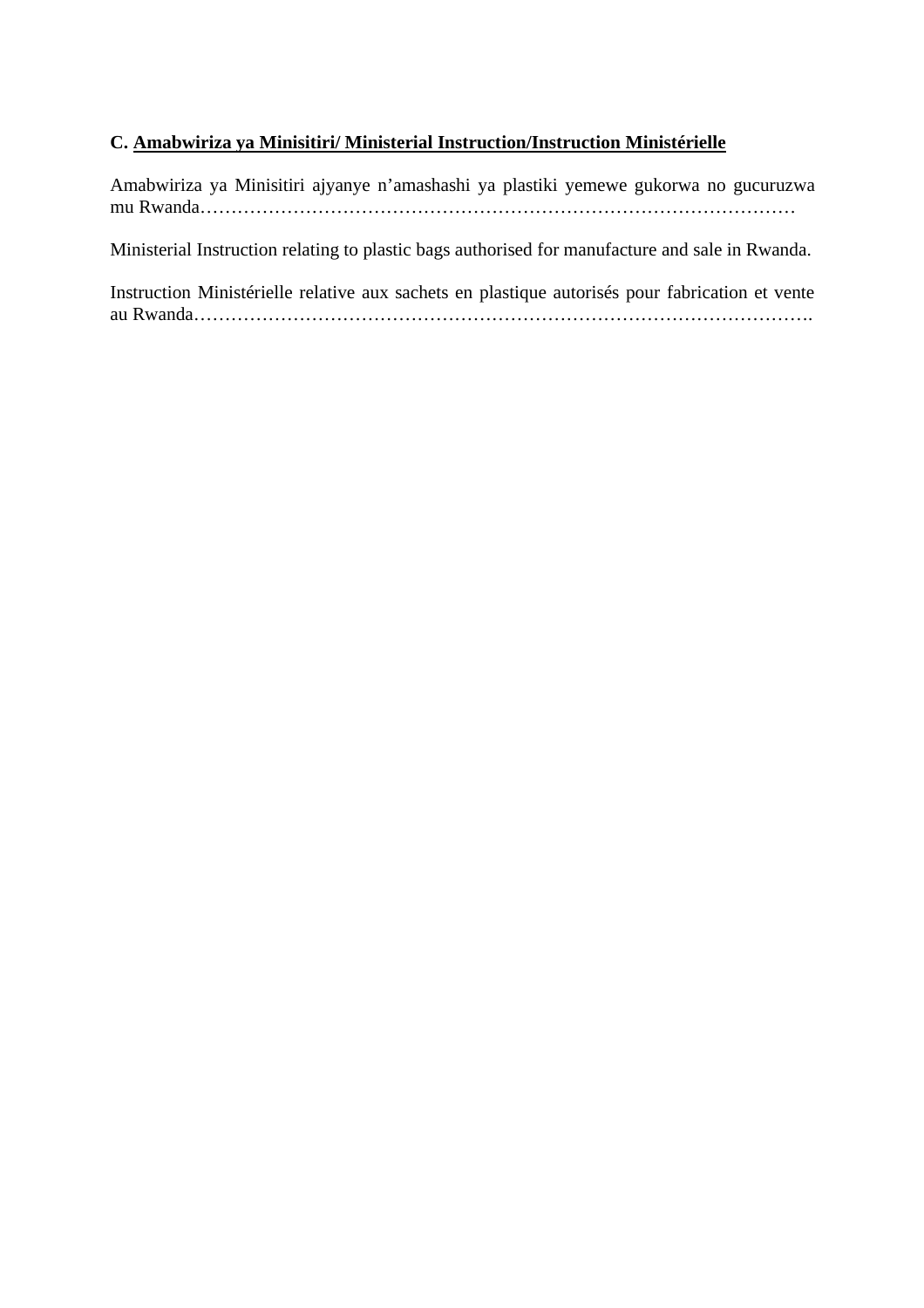**C. <u>Amabwiriza ya Minisitiri/ Ministerial Instruction/Instruction Ministérielle</u>**

Amabwiriza ya Minisitiri ajyanye n'amashashi ya plastiki yemewe gukorwa no gucuruzwa mu Rwanda………………………………………………………………………………………

Ministerial Instruction relating to plastic bags authorised for manufacture and sale in Rwanda.

Instruction Ministérielle relative aux sachets en plastique autorisés pour fabrication et vente au Rwanda…………………………………………………………………………………………….